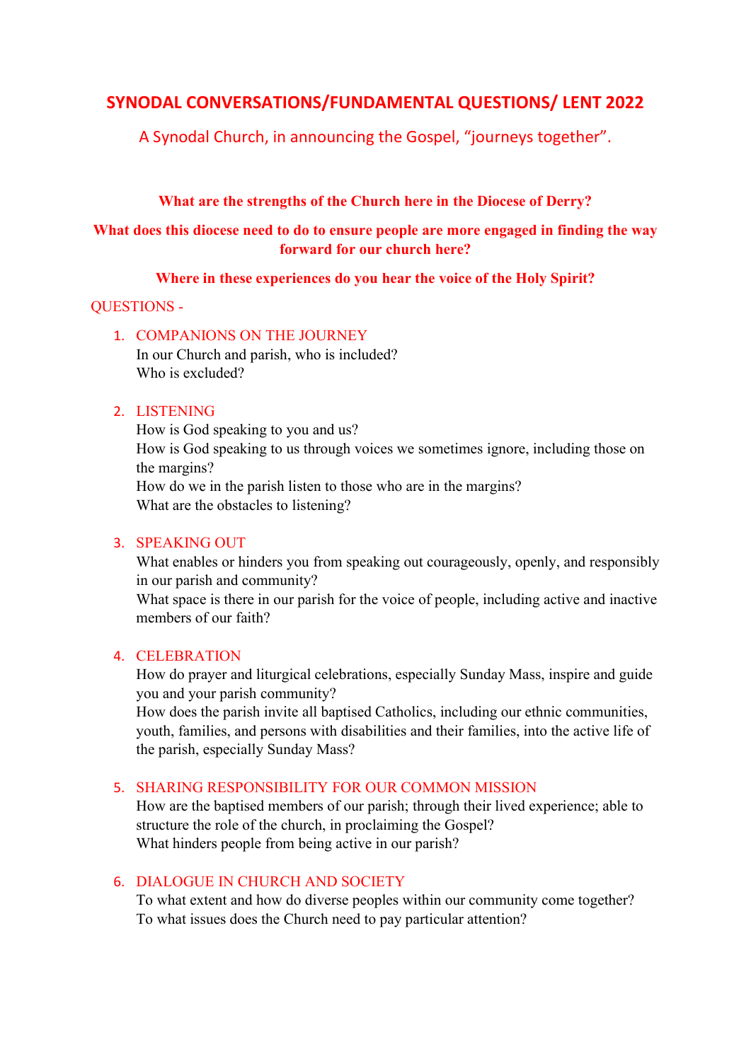# SYNODAL CONVERSATIONS/FUNDAMENTAL QUESTIONS/ LENT 2022

A Synodal Church, in announcing the Gospel, "journeys together".

**What are the strengths of the Church here in the Diocese of Derry?**

**What does this diocese need to do to ensure people are more engaged in finding the way forward for our church here?**

**Where in these experiences do you hear the voice of the Holy Spirit?**

QUESTIONS -

1. COMPANIONS ON THE JOURNEY
   In our Church and parish, who is included?
   Who is excluded?

2. LISTENING
   How is God speaking to you and us?
   How is God speaking to us through voices we sometimes ignore, including those on the margins?
   How do we in the parish listen to those who are in the margins?
   What are the obstacles to listening?

3. SPEAKING OUT
   What enables or hinders you from speaking out courageously, openly, and responsibly in our parish and community?
   What space is there in our parish for the voice of people, including active and inactive members of our faith?

4. CELEBRATION
   How do prayer and liturgical celebrations, especially Sunday Mass, inspire and guide you and your parish community?
   How does the parish invite all baptised Catholics, including our ethnic communities, youth, families, and persons with disabilities and their families, into the active life of the parish, especially Sunday Mass?

5. SHARING RESPONSIBILITY FOR OUR COMMON MISSION
   How are the baptised members of our parish; through their lived experience; able to structure the role of the church, in proclaiming the Gospel?
   What hinders people from being active in our parish?

6. DIALOGUE IN CHURCH AND SOCIETY
   To what extent and how do diverse peoples within our community come together?
   To what issues does the Church need to pay particular attention?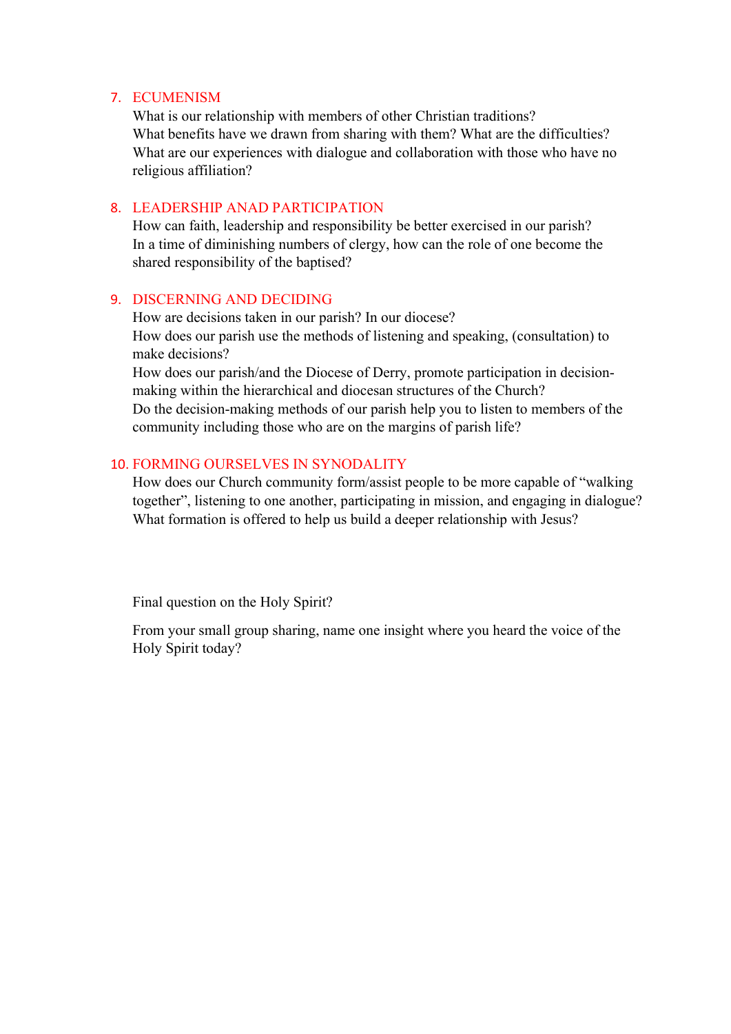7. ECUMENISM

   What is our relationship with members of other Christian traditions?
   What benefits have we drawn from sharing with them? What are the difficulties?
   What are our experiences with dialogue and collaboration with those who have no religious affiliation?

8. LEADERSHIP ANAD PARTICIPATION

   How can faith, leadership and responsibility be better exercised in our parish?
   In a time of diminishing numbers of clergy, how can the role of one become the shared responsibility of the baptised?

9. DISCERNING AND DECIDING

   How are decisions taken in our parish? In our diocese?
   How does our parish use the methods of listening and speaking, (consultation) to make decisions?
   How does our parish/and the Diocese of Derry, promote participation in decision-making within the hierarchical and diocesan structures of the Church?
   Do the decision-making methods of our parish help you to listen to members of the community including those who are on the margins of parish life?

10. FORMING OURSELVES IN SYNODALITY

   How does our Church community form/assist people to be more capable of "walking together", listening to one another, participating in mission, and engaging in dialogue?
   What formation is offered to help us build a deeper relationship with Jesus?

Final question on the Holy Spirit?

From your small group sharing, name one insight where you heard the voice of the Holy Spirit today?